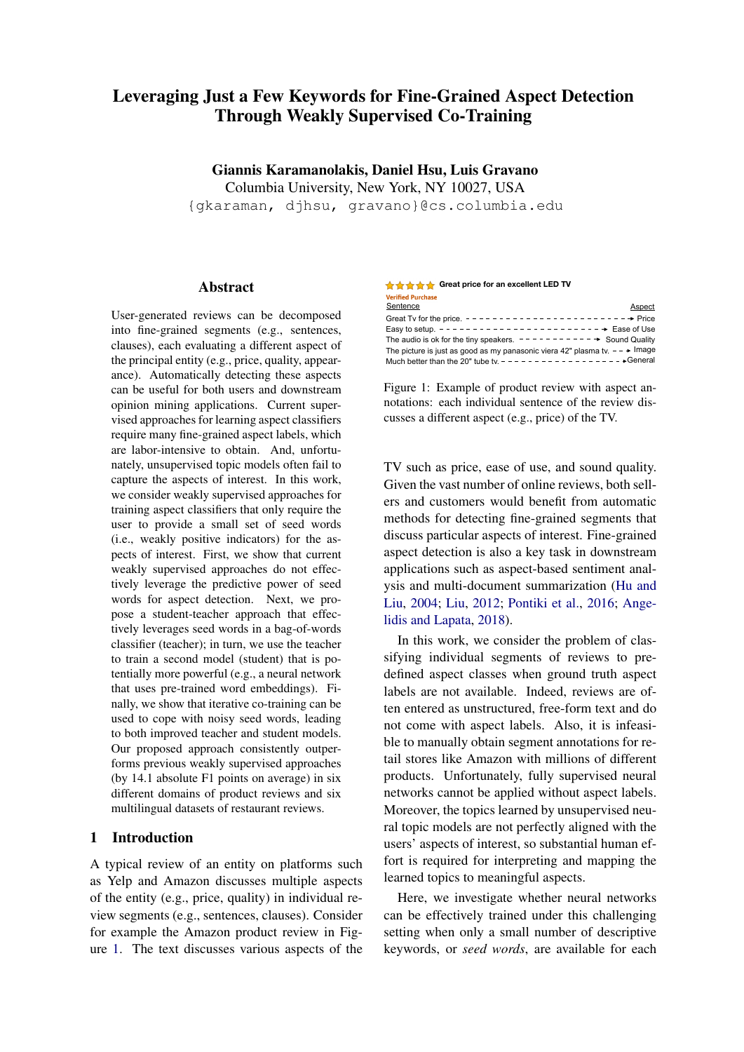# Leveraging Just a Few Keywords for Fine-Grained Aspect Detection Through Weakly Supervised Co-Training

**Giannis Karamanolakis, Daniel Hsu, Luis Gravano**
Columbia University, New York, NY 10027, USA
{gkaraman, djhsu, gravano}@cs.columbia.edu

## Abstract

User-generated reviews can be decomposed into fine-grained segments (e.g., sentences, clauses), each evaluating a different aspect of the principal entity (e.g., price, quality, appearance). Automatically detecting these aspects can be useful for both users and downstream opinion mining applications. Current supervised approaches for learning aspect classifiers require many fine-grained aspect labels, which are labor-intensive to obtain. And, unfortunately, unsupervised topic models often fail to capture the aspects of interest. In this work, we consider weakly supervised approaches for training aspect classifiers that only require the user to provide a small set of seed words (i.e., weakly positive indicators) for the aspects of interest. First, we show that current weakly supervised approaches do not effectively leverage the predictive power of seed words for aspect detection. Next, we propose a student-teacher approach that effectively leverages seed words in a bag-of-words classifier (teacher); in turn, we use the teacher to train a second model (student) that is potentially more powerful (e.g., a neural network that uses pre-trained word embeddings). Finally, we show that iterative co-training can be used to cope with noisy seed words, leading to both improved teacher and student models. Our proposed approach consistently outperforms previous weakly supervised approaches (by 14.1 absolute F1 points on average) in six different domains of product reviews and six multilingual datasets of restaurant reviews.

## 1 Introduction

A typical review of an entity on platforms such as Yelp and Amazon discusses multiple aspects of the entity (e.g., price, quality) in individual review segments (e.g., sentences, clauses). Consider for example the Amazon product review in Figure 1. The text discusses various aspects of the TV such as price, ease of use, and sound quality. Given the vast number of online reviews, both sellers and customers would benefit from automatic methods for detecting fine-grained segments that discuss particular aspects of interest. Fine-grained aspect detection is also a key task in downstream applications such as aspect-based sentiment analysis and multi-document summarization (Hu and Liu, 2004; Liu, 2012; Pontiki et al., 2016; Angelidis and Lapata, 2018).

★★★★★ **Great price for an excellent LED TV**
Verified Purchase

| Sentence | Aspect |
|---|---|
| Great Tv for the price. | Price |
| Easy to setup. | Ease of Use |
| The audio is ok for the tiny speakers. | Sound Quality |
| The picture is just as good as my panasonic viera 42" plasma tv. | Image |
| Much better than the 20" tube tv. | General |

Figure 1: Example of product review with aspect annotations: each individual sentence of the review discusses a different aspect (e.g., price) of the TV.

In this work, we consider the problem of classifying individual segments of reviews to predefined aspect classes when ground truth aspect labels are not available. Indeed, reviews are often entered as unstructured, free-form text and do not come with aspect labels. Also, it is infeasible to manually obtain segment annotations for retail stores like Amazon with millions of different products. Unfortunately, fully supervised neural networks cannot be applied without aspect labels. Moreover, the topics learned by unsupervised neural topic models are not perfectly aligned with the users' aspects of interest, so substantial human effort is required for interpreting and mapping the learned topics to meaningful aspects.

Here, we investigate whether neural networks can be effectively trained under this challenging setting when only a small number of descriptive keywords, or *seed words*, are available for each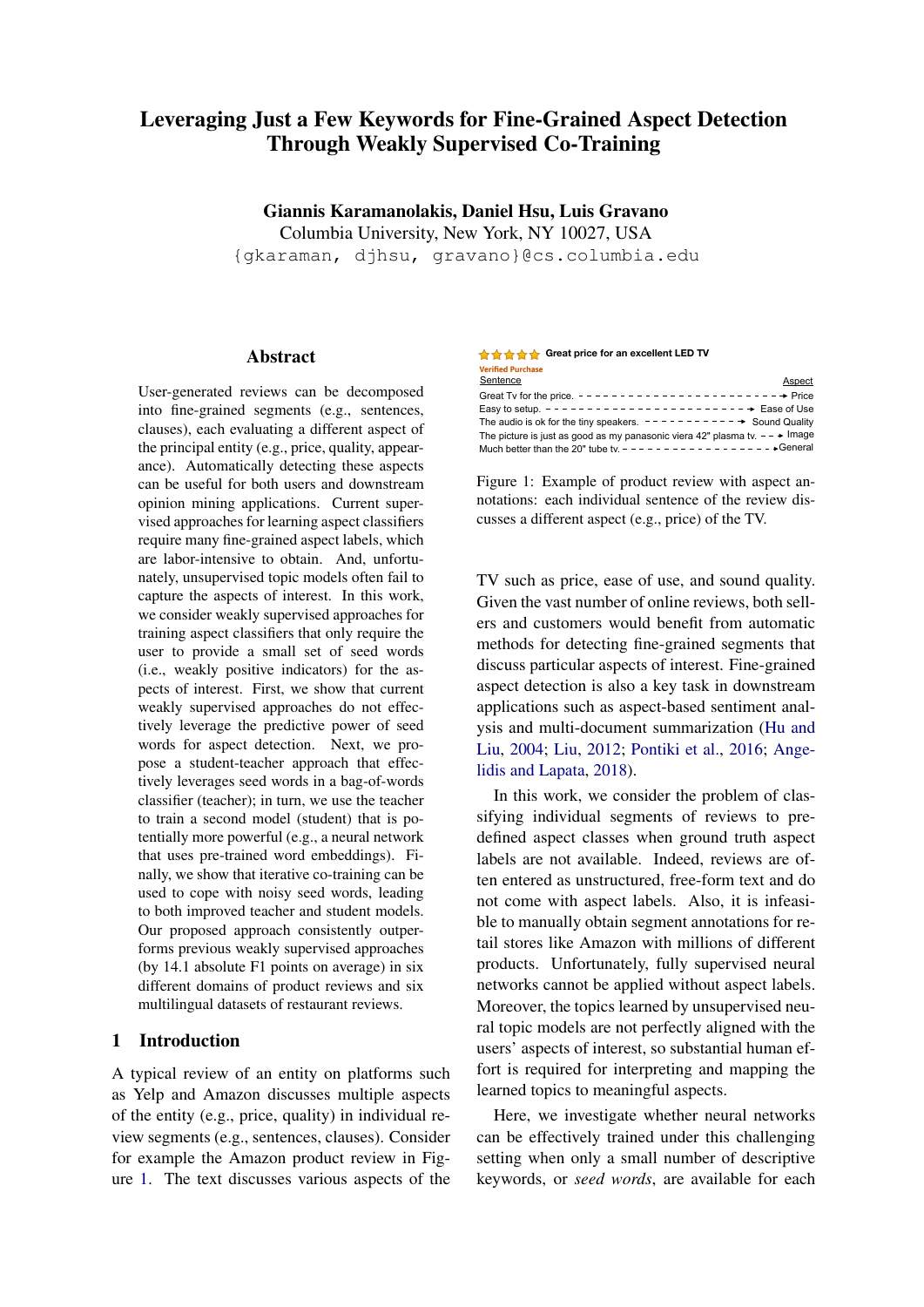# Leveraging Just a Few Keywords for Fine-Grained Aspect Detection Through Weakly Supervised Co-Training

**Giannis Karamanolakis, Daniel Hsu, Luis Gravano**
Columbia University, New York, NY 10027, USA
`{gkaraman, djhsu, gravano}@cs.columbia.edu`

## Abstract

User-generated reviews can be decomposed into fine-grained segments (e.g., sentences, clauses), each evaluating a different aspect of the principal entity (e.g., price, quality, appearance). Automatically detecting these aspects can be useful for both users and downstream opinion mining applications. Current supervised approaches for learning aspect classifiers require many fine-grained aspect labels, which are labor-intensive to obtain. And, unfortunately, unsupervised topic models often fail to capture the aspects of interest. In this work, we consider weakly supervised approaches for training aspect classifiers that only require the user to provide a small set of seed words (i.e., weakly positive indicators) for the aspects of interest. First, we show that current weakly supervised approaches do not effectively leverage the predictive power of seed words for aspect detection. Next, we propose a student-teacher approach that effectively leverages seed words in a bag-of-words classifier (teacher); in turn, we use the teacher to train a second model (student) that is potentially more powerful (e.g., a neural network that uses pre-trained word embeddings). Finally, we show that iterative co-training can be used to cope with noisy seed words, leading to both improved teacher and student models. Our proposed approach consistently outperforms previous weakly supervised approaches (by 14.1 absolute F1 points on average) in six different domains of product reviews and six multilingual datasets of restaurant reviews.

## 1 Introduction

A typical review of an entity on platforms such as Yelp and Amazon discusses multiple aspects of the entity (e.g., price, quality) in individual review segments (e.g., sentences, clauses). Consider for example the Amazon product review in Figure 1. The text discusses various aspects of the TV such as price, ease of use, and sound quality. Given the vast number of online reviews, both sellers and customers would benefit from automatic methods for detecting fine-grained segments that discuss particular aspects of interest. Fine-grained aspect detection is also a key task in downstream applications such as aspect-based sentiment analysis and multi-document summarization (Hu and Liu, 2004; Liu, 2012; Pontiki et al., 2016; Angelidis and Lapata, 2018).

★★★★★ **Great price for an excellent LED TV**
Verified Purchase

| Sentence | Aspect |
|---|---|
| Great Tv for the price. | Price |
| Easy to setup. | Ease of Use |
| The audio is ok for the tiny speakers. | Sound Quality |
| The picture is just as good as my panasonic viera 42" plasma tv. | Image |
| Much better than the 20" tube tv. | General |

Figure 1: Example of product review with aspect annotations: each individual sentence of the review discusses a different aspect (e.g., price) of the TV.

In this work, we consider the problem of classifying individual segments of reviews to predefined aspect classes when ground truth aspect labels are not available. Indeed, reviews are often entered as unstructured, free-form text and do not come with aspect labels. Also, it is infeasible to manually obtain segment annotations for retail stores like Amazon with millions of different products. Unfortunately, fully supervised neural networks cannot be applied without aspect labels. Moreover, the topics learned by unsupervised neural topic models are not perfectly aligned with the users' aspects of interest, so substantial human effort is required for interpreting and mapping the learned topics to meaningful aspects.

Here, we investigate whether neural networks can be effectively trained under this challenging setting when only a small number of descriptive keywords, or *seed words*, are available for each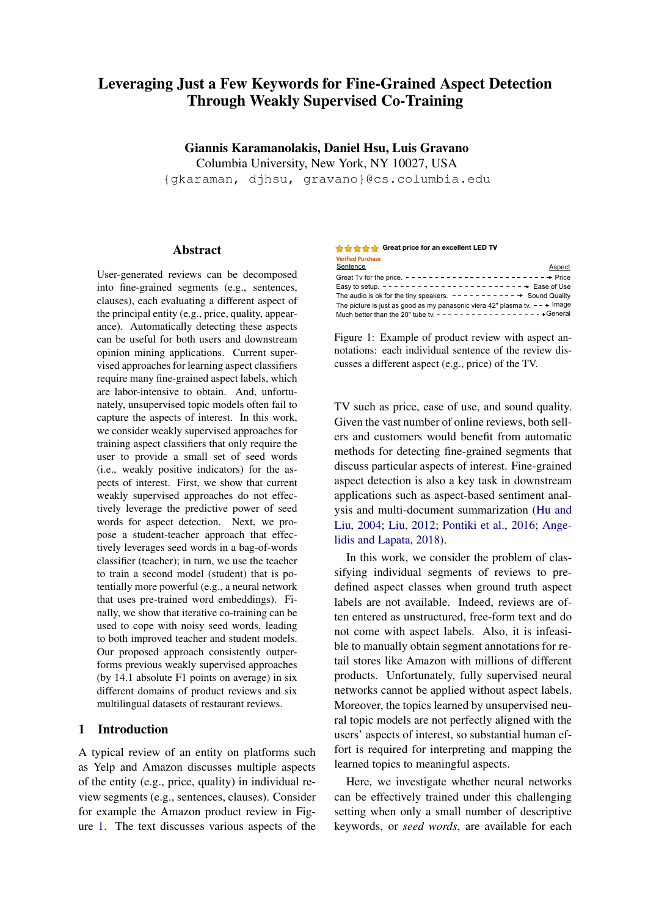# Leveraging Just a Few Keywords for Fine-Grained Aspect Detection Through Weakly Supervised Co-Training

**Giannis Karamanolakis, Daniel Hsu, Luis Gravano**
Columbia University, New York, NY 10027, USA
`{gkaraman, djhsu, gravano}@cs.columbia.edu`

## Abstract

User-generated reviews can be decomposed into fine-grained segments (e.g., sentences, clauses), each evaluating a different aspect of the principal entity (e.g., price, quality, appearance). Automatically detecting these aspects can be useful for both users and downstream opinion mining applications. Current supervised approaches for learning aspect classifiers require many fine-grained aspect labels, which are labor-intensive to obtain. And, unfortunately, unsupervised topic models often fail to capture the aspects of interest. In this work, we consider weakly supervised approaches for training aspect classifiers that only require the user to provide a small set of seed words (i.e., weakly positive indicators) for the aspects of interest. First, we show that current weakly supervised approaches do not effectively leverage the predictive power of seed words for aspect detection. Next, we propose a student-teacher approach that effectively leverages seed words in a bag-of-words classifier (teacher); in turn, we use the teacher to train a second model (student) that is potentially more powerful (e.g., a neural network that uses pre-trained word embeddings). Finally, we show that iterative co-training can be used to cope with noisy seed words, leading to both improved teacher and student models. Our proposed approach consistently outperforms previous weakly supervised approaches (by 14.1 absolute F1 points on average) in six different domains of product reviews and six multilingual datasets of restaurant reviews.

## 1 Introduction

A typical review of an entity on platforms such as Yelp and Amazon discusses multiple aspects of the entity (e.g., price, quality) in individual review segments (e.g., sentences, clauses). Consider for example the Amazon product review in Figure 1. The text discusses various aspects of the TV such as price, ease of use, and sound quality. Given the vast number of online reviews, both sellers and customers would benefit from automatic methods for detecting fine-grained segments that discuss particular aspects of interest. Fine-grained aspect detection is also a key task in downstream applications such as aspect-based sentiment analysis and multi-document summarization (Hu and Liu, 2004; Liu, 2012; Pontiki et al., 2016; Angelidis and Lapata, 2018).

In this work, we consider the problem of classifying individual segments of reviews to predefined aspect classes when ground truth aspect labels are not available. Indeed, reviews are often entered as unstructured, free-form text and do not come with aspect labels. Also, it is infeasible to manually obtain segment annotations for retail stores like Amazon with millions of different products. Unfortunately, fully supervised neural networks cannot be applied without aspect labels. Moreover, the topics learned by unsupervised neural topic models are not perfectly aligned with the users' aspects of interest, so substantial human effort is required for interpreting and mapping the learned topics to meaningful aspects.

Here, we investigate whether neural networks can be effectively trained under this challenging setting when only a small number of descriptive keywords, or *seed words*, are available for each

★★★★★ **Great price for an excellent LED TV**
Verified Purchase

| Sentence | Aspect |
|---|---|
| Great Tv for the price. | Price |
| Easy to setup. | Ease of Use |
| The audio is ok for the tiny speakers. | Sound Quality |
| The picture is just as good as my panasonic viera 42" plasma tv. | Image |
| Much better than the 20" tube tv. | General |

Figure 1: Example of product review with aspect annotations: each individual sentence of the review discusses a different aspect (e.g., price) of the TV.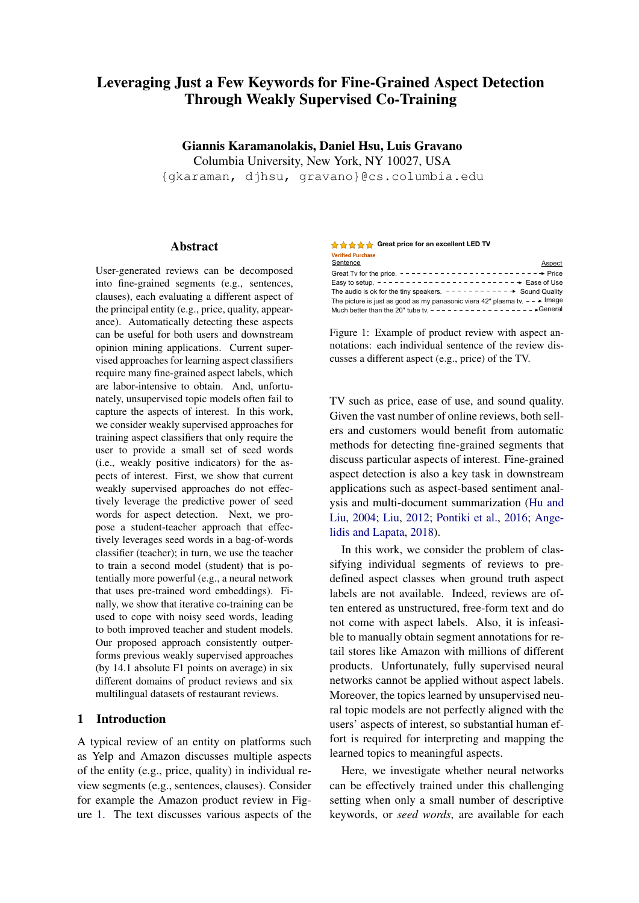# Leveraging Just a Few Keywords for Fine-Grained Aspect Detection Through Weakly Supervised Co-Training

**Giannis Karamanolakis, Daniel Hsu, Luis Gravano**
Columbia University, New York, NY 10027, USA
`{gkaraman, djhsu, gravano}@cs.columbia.edu`

## Abstract

User-generated reviews can be decomposed into fine-grained segments (e.g., sentences, clauses), each evaluating a different aspect of the principal entity (e.g., price, quality, appearance). Automatically detecting these aspects can be useful for both users and downstream opinion mining applications. Current supervised approaches for learning aspect classifiers require many fine-grained aspect labels, which are labor-intensive to obtain. And, unfortunately, unsupervised topic models often fail to capture the aspects of interest. In this work, we consider weakly supervised approaches for training aspect classifiers that only require the user to provide a small set of seed words (i.e., weakly positive indicators) for the aspects of interest. First, we show that current weakly supervised approaches do not effectively leverage the predictive power of seed words for aspect detection. Next, we propose a student-teacher approach that effectively leverages seed words in a bag-of-words classifier (teacher); in turn, we use the teacher to train a second model (student) that is potentially more powerful (e.g., a neural network that uses pre-trained word embeddings). Finally, we show that iterative co-training can be used to cope with noisy seed words, leading to both improved teacher and student models. Our proposed approach consistently outperforms previous weakly supervised approaches (by 14.1 absolute F1 points on average) in six different domains of product reviews and six multilingual datasets of restaurant reviews.

## 1 Introduction

A typical review of an entity on platforms such as Yelp and Amazon discusses multiple aspects of the entity (e.g., price, quality) in individual review segments (e.g., sentences, clauses). Consider for example the Amazon product review in Figure 1. The text discusses various aspects of the TV such as price, ease of use, and sound quality. Given the vast number of online reviews, both sellers and customers would benefit from automatic methods for detecting fine-grained segments that discuss particular aspects of interest. Fine-grained aspect detection is also a key task in downstream applications such as aspect-based sentiment analysis and multi-document summarization (Hu and Liu, 2004; Liu, 2012; Pontiki et al., 2016; Angelidis and Lapata, 2018).

| Sentence | Aspect |
|---|---|
| Great Tv for the price. | Price |
| Easy to setup. | Ease of Use |
| The audio is ok for the tiny speakers. | Sound Quality |
| The picture is just as good as my panasonic viera 42" plasma tv. | Image |
| Much better than the 20" tube tv. | General |

Figure 1: Example of product review with aspect annotations: each individual sentence of the review discusses a different aspect (e.g., price) of the TV.

In this work, we consider the problem of classifying individual segments of reviews to predefined aspect classes when ground truth aspect labels are not available. Indeed, reviews are often entered as unstructured, free-form text and do not come with aspect labels. Also, it is infeasible to manually obtain segment annotations for retail stores like Amazon with millions of different products. Unfortunately, fully supervised neural networks cannot be applied without aspect labels. Moreover, the topics learned by unsupervised neural topic models are not perfectly aligned with the users' aspects of interest, so substantial human effort is required for interpreting and mapping the learned topics to meaningful aspects.

Here, we investigate whether neural networks can be effectively trained under this challenging setting when only a small number of descriptive keywords, or *seed words*, are available for each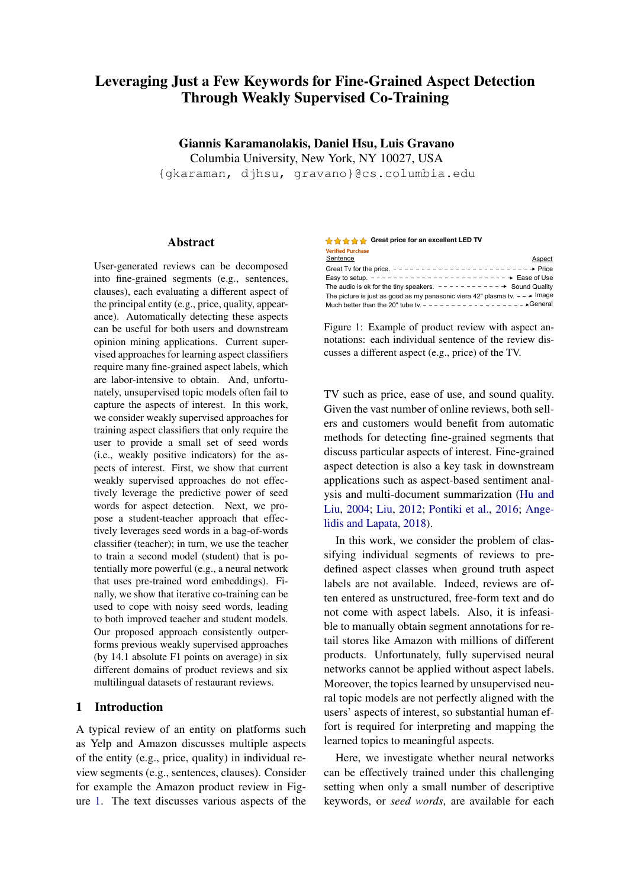# Leveraging Just a Few Keywords for Fine-Grained Aspect Detection Through Weakly Supervised Co-Training

**Giannis Karamanolakis, Daniel Hsu, Luis Gravano**
Columbia University, New York, NY 10027, USA
`{gkaraman, djhsu, gravano}@cs.columbia.edu`

## Abstract

User-generated reviews can be decomposed into fine-grained segments (e.g., sentences, clauses), each evaluating a different aspect of the principal entity (e.g., price, quality, appearance). Automatically detecting these aspects can be useful for both users and downstream opinion mining applications. Current supervised approaches for learning aspect classifiers require many fine-grained aspect labels, which are labor-intensive to obtain. And, unfortunately, unsupervised topic models often fail to capture the aspects of interest. In this work, we consider weakly supervised approaches for training aspect classifiers that only require the user to provide a small set of seed words (i.e., weakly positive indicators) for the aspects of interest. First, we show that current weakly supervised approaches do not effectively leverage the predictive power of seed words for aspect detection. Next, we propose a student-teacher approach that effectively leverages seed words in a bag-of-words classifier (teacher); in turn, we use the teacher to train a second model (student) that is potentially more powerful (e.g., a neural network that uses pre-trained word embeddings). Finally, we show that iterative co-training can be used to cope with noisy seed words, leading to both improved teacher and student models. Our proposed approach consistently outperforms previous weakly supervised approaches (by 14.1 absolute F1 points on average) in six different domains of product reviews and six multilingual datasets of restaurant reviews.

## 1 Introduction

A typical review of an entity on platforms such as Yelp and Amazon discusses multiple aspects of the entity (e.g., price, quality) in individual review segments (e.g., sentences, clauses). Consider for example the Amazon product review in Figure 1. The text discusses various aspects of the TV such as price, ease of use, and sound quality. Given the vast number of online reviews, both sellers and customers would benefit from automatic methods for detecting fine-grained segments that discuss particular aspects of interest. Fine-grained aspect detection is also a key task in downstream applications such as aspect-based sentiment analysis and multi-document summarization (Hu and Liu, 2004; Liu, 2012; Pontiki et al., 2016; Angelidis and Lapata, 2018).

In this work, we consider the problem of classifying individual segments of reviews to predefined aspect classes when ground truth aspect labels are not available. Indeed, reviews are often entered as unstructured, free-form text and do not come with aspect labels. Also, it is infeasible to manually obtain segment annotations for retail stores like Amazon with millions of different products. Unfortunately, fully supervised neural networks cannot be applied without aspect labels. Moreover, the topics learned by unsupervised neural topic models are not perfectly aligned with the users' aspects of interest, so substantial human effort is required for interpreting and mapping the learned topics to meaningful aspects.

Here, we investigate whether neural networks can be effectively trained under this challenging setting when only a small number of descriptive keywords, or *seed words*, are available for each

★★★★★ **Great price for an excellent LED TV**
Verified Purchase

| Sentence | Aspect |
|---|---|
| Great Tv for the price. | Price |
| Easy to setup. | Ease of Use |
| The audio is ok for the tiny speakers. | Sound Quality |
| The picture is just as good as my panasonic viera 42" plasma tv. | Image |
| Much better than the 20" tube tv. | General |

Figure 1: Example of product review with aspect annotations: each individual sentence of the review discusses a different aspect (e.g., price) of the TV.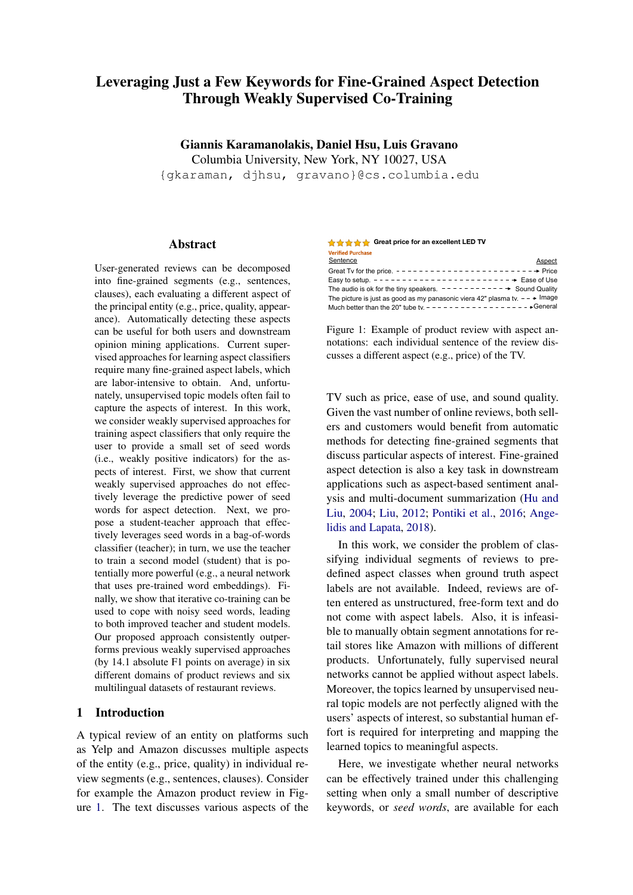# Leveraging Just a Few Keywords for Fine-Grained Aspect Detection Through Weakly Supervised Co-Training

**Giannis Karamanolakis, Daniel Hsu, Luis Gravano**
Columbia University, New York, NY 10027, USA
`{gkaraman, djhsu, gravano}@cs.columbia.edu`

## Abstract

User-generated reviews can be decomposed into fine-grained segments (e.g., sentences, clauses), each evaluating a different aspect of the principal entity (e.g., price, quality, appearance). Automatically detecting these aspects can be useful for both users and downstream opinion mining applications. Current supervised approaches for learning aspect classifiers require many fine-grained aspect labels, which are labor-intensive to obtain. And, unfortunately, unsupervised topic models often fail to capture the aspects of interest. In this work, we consider weakly supervised approaches for training aspect classifiers that only require the user to provide a small set of seed words (i.e., weakly positive indicators) for the aspects of interest. First, we show that current weakly supervised approaches do not effectively leverage the predictive power of seed words for aspect detection. Next, we propose a student-teacher approach that effectively leverages seed words in a bag-of-words classifier (teacher); in turn, we use the teacher to train a second model (student) that is potentially more powerful (e.g., a neural network that uses pre-trained word embeddings). Finally, we show that iterative co-training can be used to cope with noisy seed words, leading to both improved teacher and student models. Our proposed approach consistently outperforms previous weakly supervised approaches (by 14.1 absolute F1 points on average) in six different domains of product reviews and six multilingual datasets of restaurant reviews.

## 1 Introduction

A typical review of an entity on platforms such as Yelp and Amazon discusses multiple aspects of the entity (e.g., price, quality) in individual review segments (e.g., sentences, clauses). Consider for example the Amazon product review in Figure 1. The text discusses various aspects of the TV such as price, ease of use, and sound quality. Given the vast number of online reviews, both sellers and customers would benefit from automatic methods for detecting fine-grained segments that discuss particular aspects of interest. Fine-grained aspect detection is also a key task in downstream applications such as aspect-based sentiment analysis and multi-document summarization (Hu and Liu, 2004; Liu, 2012; Pontiki et al., 2016; Angelidis and Lapata, 2018).

★★★★★ **Great price for an excellent LED TV**
Verified Purchase

| Sentence | Aspect |
|---|---|
| Great Tv for the price. | Price |
| Easy to setup. | Ease of Use |
| The audio is ok for the tiny speakers. | Sound Quality |
| The picture is just as good as my panasonic viera 42" plasma tv. | Image |
| Much better than the 20" tube tv. | General |

Figure 1: Example of product review with aspect annotations: each individual sentence of the review discusses a different aspect (e.g., price) of the TV.

In this work, we consider the problem of classifying individual segments of reviews to pre-defined aspect classes when ground truth aspect labels are not available. Indeed, reviews are often entered as unstructured, free-form text and do not come with aspect labels. Also, it is infeasible to manually obtain segment annotations for retail stores like Amazon with millions of different products. Unfortunately, fully supervised neural networks cannot be applied without aspect labels. Moreover, the topics learned by unsupervised neural topic models are not perfectly aligned with the users' aspects of interest, so substantial human effort is required for interpreting and mapping the learned topics to meaningful aspects.

Here, we investigate whether neural networks can be effectively trained under this challenging setting when only a small number of descriptive keywords, or *seed words*, are available for each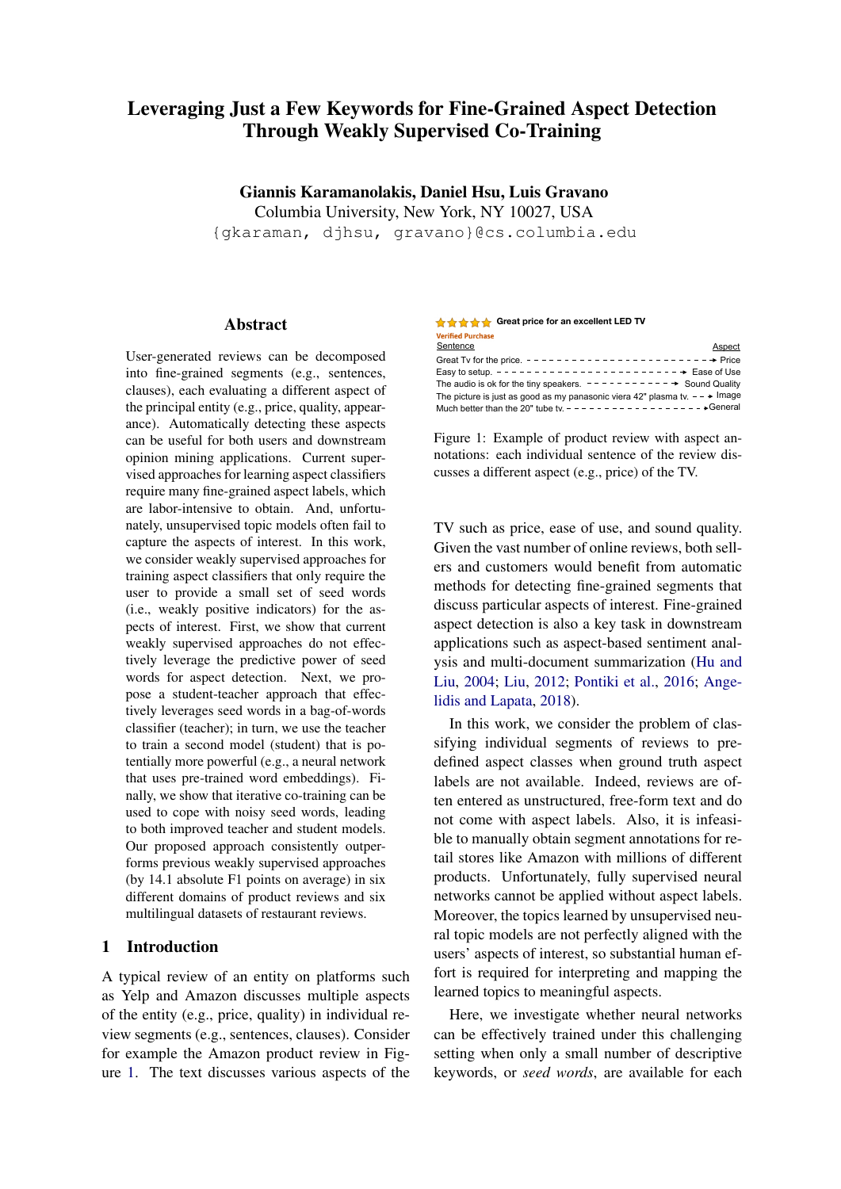# Leveraging Just a Few Keywords for Fine-Grained Aspect Detection Through Weakly Supervised Co-Training

**Giannis Karamanolakis, Daniel Hsu, Luis Gravano**
Columbia University, New York, NY 10027, USA
{gkaraman, djhsu, gravano}@cs.columbia.edu

## Abstract

User-generated reviews can be decomposed into fine-grained segments (e.g., sentences, clauses), each evaluating a different aspect of the principal entity (e.g., price, quality, appearance). Automatically detecting these aspects can be useful for both users and downstream opinion mining applications. Current supervised approaches for learning aspect classifiers require many fine-grained aspect labels, which are labor-intensive to obtain. And, unfortunately, unsupervised topic models often fail to capture the aspects of interest. In this work, we consider weakly supervised approaches for training aspect classifiers that only require the user to provide a small set of seed words (i.e., weakly positive indicators) for the aspects of interest. First, we show that current weakly supervised approaches do not effectively leverage the predictive power of seed words for aspect detection. Next, we propose a student-teacher approach that effectively leverages seed words in a bag-of-words classifier (teacher); in turn, we use the teacher to train a second model (student) that is potentially more powerful (e.g., a neural network that uses pre-trained word embeddings). Finally, we show that iterative co-training can be used to cope with noisy seed words, leading to both improved teacher and student models. Our proposed approach consistently outperforms previous weakly supervised approaches (by 14.1 absolute F1 points on average) in six different domains of product reviews and six multilingual datasets of restaurant reviews.

## 1 Introduction

A typical review of an entity on platforms such as Yelp and Amazon discusses multiple aspects of the entity (e.g., price, quality) in individual review segments (e.g., sentences, clauses). Consider for example the Amazon product review in Figure 1. The text discusses various aspects of the TV such as price, ease of use, and sound quality. Given the vast number of online reviews, both sellers and customers would benefit from automatic methods for detecting fine-grained segments that discuss particular aspects of interest. Fine-grained aspect detection is also a key task in downstream applications such as aspect-based sentiment analysis and multi-document summarization (Hu and Liu, 2004; Liu, 2012; Pontiki et al., 2016; Angelidis and Lapata, 2018).

★★★★★ **Great price for an excellent LED TV**
Verified Purchase

| Sentence | Aspect |
|---|---|
| Great Tv for the price. | Price |
| Easy to setup. | Ease of Use |
| The audio is ok for the tiny speakers. | Sound Quality |
| The picture is just as good as my panasonic viera 42" plasma tv. | Image |
| Much better than the 20" tube tv. | General |

Figure 1: Example of product review with aspect annotations: each individual sentence of the review discusses a different aspect (e.g., price) of the TV.

In this work, we consider the problem of classifying individual segments of reviews to predefined aspect classes when ground truth aspect labels are not available. Indeed, reviews are often entered as unstructured, free-form text and do not come with aspect labels. Also, it is infeasible to manually obtain segment annotations for retail stores like Amazon with millions of different products. Unfortunately, fully supervised neural networks cannot be applied without aspect labels. Moreover, the topics learned by unsupervised neural topic models are not perfectly aligned with the users' aspects of interest, so substantial human effort is required for interpreting and mapping the learned topics to meaningful aspects.

Here, we investigate whether neural networks can be effectively trained under this challenging setting when only a small number of descriptive keywords, or *seed words*, are available for each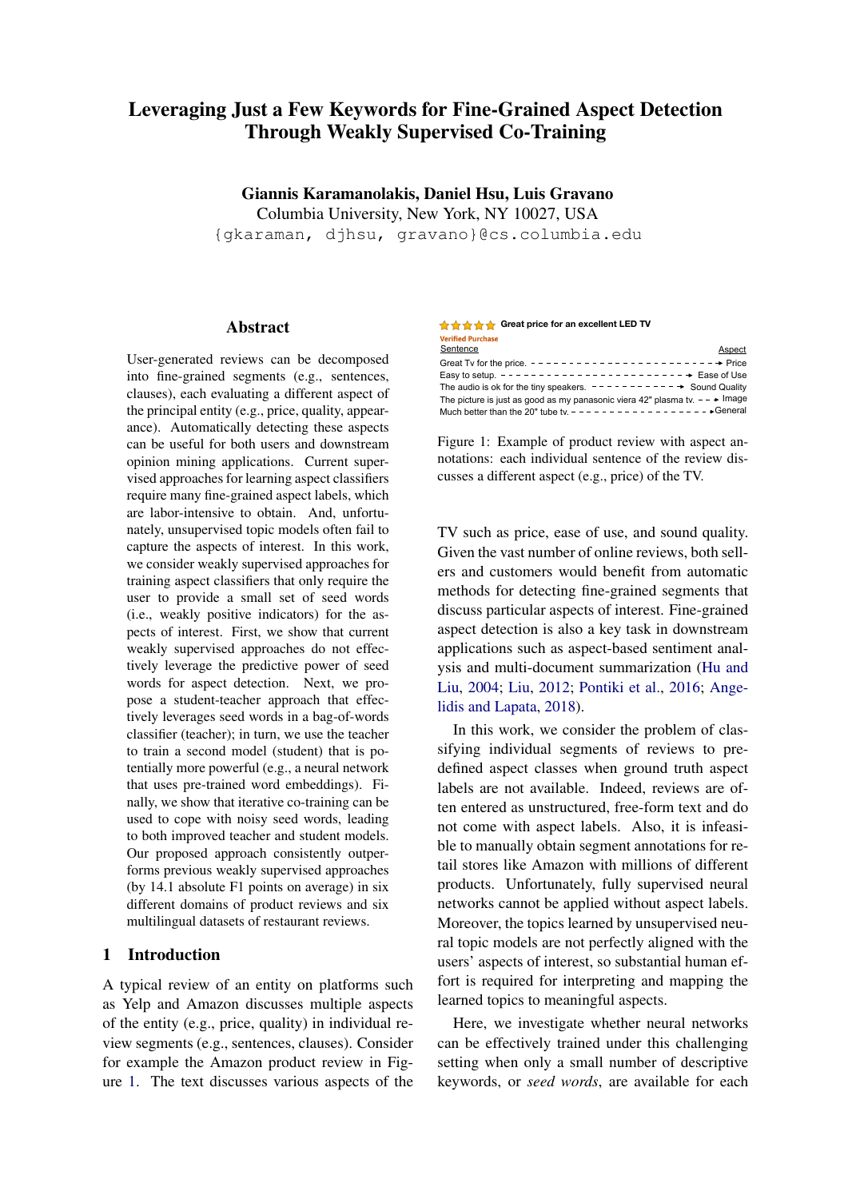# Leveraging Just a Few Keywords for Fine-Grained Aspect Detection Through Weakly Supervised Co-Training

**Giannis Karamanolakis, Daniel Hsu, Luis Gravano**
Columbia University, New York, NY 10027, USA
`{gkaraman, djhsu, gravano}@cs.columbia.edu`

## Abstract

User-generated reviews can be decomposed into fine-grained segments (e.g., sentences, clauses), each evaluating a different aspect of the principal entity (e.g., price, quality, appearance). Automatically detecting these aspects can be useful for both users and downstream opinion mining applications. Current supervised approaches for learning aspect classifiers require many fine-grained aspect labels, which are labor-intensive to obtain. And, unfortunately, unsupervised topic models often fail to capture the aspects of interest. In this work, we consider weakly supervised approaches for training aspect classifiers that only require the user to provide a small set of seed words (i.e., weakly positive indicators) for the aspects of interest. First, we show that current weakly supervised approaches do not effectively leverage the predictive power of seed words for aspect detection. Next, we propose a student-teacher approach that effectively leverages seed words in a bag-of-words classifier (teacher); in turn, we use the teacher to train a second model (student) that is potentially more powerful (e.g., a neural network that uses pre-trained word embeddings). Finally, we show that iterative co-training can be used to cope with noisy seed words, leading to both improved teacher and student models. Our proposed approach consistently outperforms previous weakly supervised approaches (by 14.1 absolute F1 points on average) in six different domains of product reviews and six multilingual datasets of restaurant reviews.

## 1 Introduction

A typical review of an entity on platforms such as Yelp and Amazon discusses multiple aspects of the entity (e.g., price, quality) in individual review segments (e.g., sentences, clauses). Consider for example the Amazon product review in Figure 1. The text discusses various aspects of the TV such as price, ease of use, and sound quality. Given the vast number of online reviews, both sellers and customers would benefit from automatic methods for detecting fine-grained segments that discuss particular aspects of interest. Fine-grained aspect detection is also a key task in downstream applications such as aspect-based sentiment analysis and multi-document summarization (Hu and Liu, 2004; Liu, 2012; Pontiki et al., 2016; Angelidis and Lapata, 2018).

In this work, we consider the problem of classifying individual segments of reviews to predefined aspect classes when ground truth aspect labels are not available. Indeed, reviews are often entered as unstructured, free-form text and do not come with aspect labels. Also, it is infeasible to manually obtain segment annotations for retail stores like Amazon with millions of different products. Unfortunately, fully supervised neural networks cannot be applied without aspect labels. Moreover, the topics learned by unsupervised neural topic models are not perfectly aligned with the users' aspects of interest, so substantial human effort is required for interpreting and mapping the learned topics to meaningful aspects.

Here, we investigate whether neural networks can be effectively trained under this challenging setting when only a small number of descriptive keywords, or *seed words*, are available for each

★★★★★ **Great price for an excellent LED TV**
Verified Purchase

| Sentence | Aspect |
|---|---|
| Great Tv for the price. | Price |
| Easy to setup. | Ease of Use |
| The audio is ok for the tiny speakers. | Sound Quality |
| The picture is just as good as my panasonic viera 42" plasma tv. | Image |
| Much better than the 20" tube tv. | General |

Figure 1: Example of product review with aspect annotations: each individual sentence of the review discusses a different aspect (e.g., price) of the TV.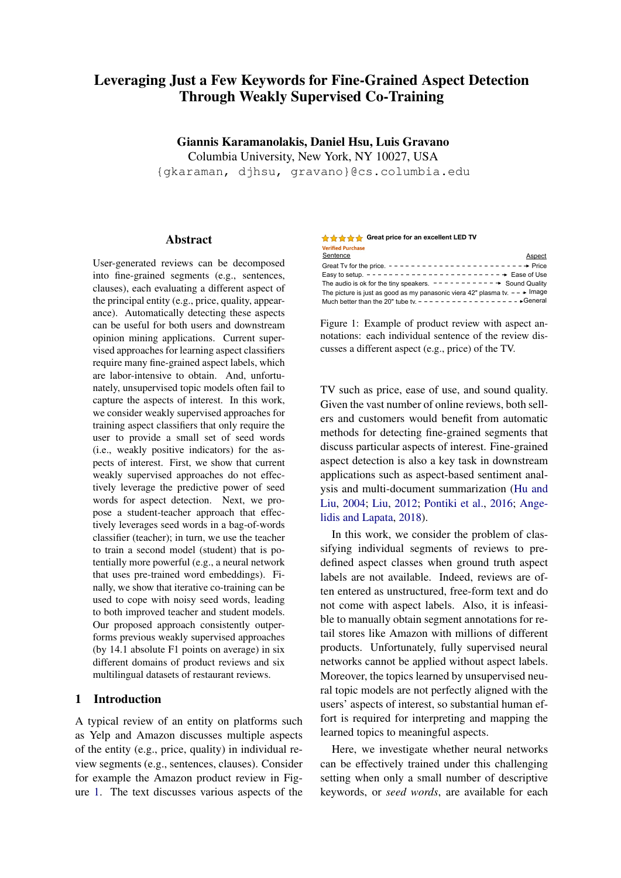# Leveraging Just a Few Keywords for Fine-Grained Aspect Detection Through Weakly Supervised Co-Training

**Giannis Karamanolakis, Daniel Hsu, Luis Gravano**

Columbia University, New York, NY 10027, USA

{gkaraman, djhsu, gravano}@cs.columbia.edu

## Abstract

User-generated reviews can be decomposed into fine-grained segments (e.g., sentences, clauses), each evaluating a different aspect of the principal entity (e.g., price, quality, appearance). Automatically detecting these aspects can be useful for both users and downstream opinion mining applications. Current supervised approaches for learning aspect classifiers require many fine-grained aspect labels, which are labor-intensive to obtain. And, unfortunately, unsupervised topic models often fail to capture the aspects of interest. In this work, we consider weakly supervised approaches for training aspect classifiers that only require the user to provide a small set of seed words (i.e., weakly positive indicators) for the aspects of interest. First, we show that current weakly supervised approaches do not effectively leverage the predictive power of seed words for aspect detection. Next, we propose a student-teacher approach that effectively leverages seed words in a bag-of-words classifier (teacher); in turn, we use the teacher to train a second model (student) that is potentially more powerful (e.g., a neural network that uses pre-trained word embeddings). Finally, we show that iterative co-training can be used to cope with noisy seed words, leading to both improved teacher and student models. Our proposed approach consistently outperforms previous weakly supervised approaches (by 14.1 absolute F1 points on average) in six different domains of product reviews and six multilingual datasets of restaurant reviews.

## 1 Introduction

A typical review of an entity on platforms such as Yelp and Amazon discusses multiple aspects of the entity (e.g., price, quality) in individual review segments (e.g., sentences, clauses). Consider for example the Amazon product review in Figure 1. The text discusses various aspects of the TV such as price, ease of use, and sound quality. Given the vast number of online reviews, both sellers and customers would benefit from automatic methods for detecting fine-grained segments that discuss particular aspects of interest. Fine-grained aspect detection is also a key task in downstream applications such as aspect-based sentiment analysis and multi-document summarization (Hu and Liu, 2004; Liu, 2012; Pontiki et al., 2016; Angelidis and Lapata, 2018).

In this work, we consider the problem of classifying individual segments of reviews to predefined aspect classes when ground truth aspect labels are not available. Indeed, reviews are often entered as unstructured, free-form text and do not come with aspect labels. Also, it is infeasible to manually obtain segment annotations for retail stores like Amazon with millions of different products. Unfortunately, fully supervised neural networks cannot be applied without aspect labels. Moreover, the topics learned by unsupervised neural topic models are not perfectly aligned with the users' aspects of interest, so substantial human effort is required for interpreting and mapping the learned topics to meaningful aspects.

Here, we investigate whether neural networks can be effectively trained under this challenging setting when only a small number of descriptive keywords, or *seed words*, are available for each

★★★★★ **Great price for an excellent LED TV**

Verified Purchase

| Sentence | Aspect |
|---|---|
| Great Tv for the price. | Price |
| Easy to setup. | Ease of Use |
| The audio is ok for the tiny speakers. | Sound Quality |
| The picture is just as good as my panasonic viera 42" plasma tv. | Image |
| Much better than the 20" tube tv. | General |

Figure 1: Example of product review with aspect annotations: each individual sentence of the review discusses a different aspect (e.g., price) of the TV.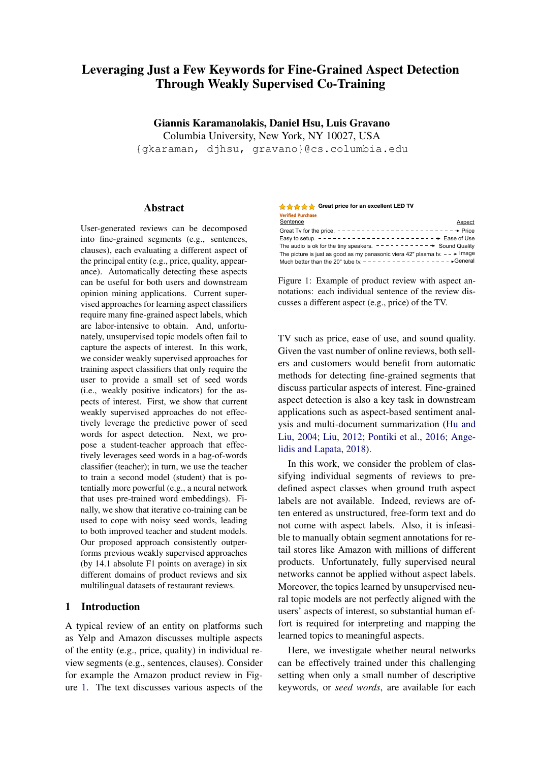# Leveraging Just a Few Keywords for Fine-Grained Aspect Detection Through Weakly Supervised Co-Training

**Giannis Karamanolakis, Daniel Hsu, Luis Gravano**
Columbia University, New York, NY 10027, USA
`{gkaraman, djhsu, gravano}@cs.columbia.edu`

## Abstract

User-generated reviews can be decomposed into fine-grained segments (e.g., sentences, clauses), each evaluating a different aspect of the principal entity (e.g., price, quality, appearance). Automatically detecting these aspects can be useful for both users and downstream opinion mining applications. Current supervised approaches for learning aspect classifiers require many fine-grained aspect labels, which are labor-intensive to obtain. And, unfortunately, unsupervised topic models often fail to capture the aspects of interest. In this work, we consider weakly supervised approaches for training aspect classifiers that only require the user to provide a small set of seed words (i.e., weakly positive indicators) for the aspects of interest. First, we show that current weakly supervised approaches do not effectively leverage the predictive power of seed words for aspect detection. Next, we propose a student-teacher approach that effectively leverages seed words in a bag-of-words classifier (teacher); in turn, we use the teacher to train a second model (student) that is potentially more powerful (e.g., a neural network that uses pre-trained word embeddings). Finally, we show that iterative co-training can be used to cope with noisy seed words, leading to both improved teacher and student models. Our proposed approach consistently outperforms previous weakly supervised approaches (by 14.1 absolute F1 points on average) in six different domains of product reviews and six multilingual datasets of restaurant reviews.

## 1 Introduction

A typical review of an entity on platforms such as Yelp and Amazon discusses multiple aspects of the entity (e.g., price, quality) in individual review segments (e.g., sentences, clauses). Consider for example the Amazon product review in Figure 1. The text discusses various aspects of the TV such as price, ease of use, and sound quality. Given the vast number of online reviews, both sellers and customers would benefit from automatic methods for detecting fine-grained segments that discuss particular aspects of interest. Fine-grained aspect detection is also a key task in downstream applications such as aspect-based sentiment analysis and multi-document summarization (Hu and Liu, 2004; Liu, 2012; Pontiki et al., 2016; Angelidis and Lapata, 2018).

★★★★★ **Great price for an excellent LED TV**
Verified Purchase

| Sentence | Aspect |
|---|---|
| Great Tv for the price. | Price |
| Easy to setup. | Ease of Use |
| The audio is ok for the tiny speakers. | Sound Quality |
| The picture is just as good as my panasonic viera 42" plasma tv. | Image |
| Much better than the 20" tube tv. | General |

Figure 1: Example of product review with aspect annotations: each individual sentence of the review discusses a different aspect (e.g., price) of the TV.

In this work, we consider the problem of classifying individual segments of reviews to predefined aspect classes when ground truth aspect labels are not available. Indeed, reviews are often entered as unstructured, free-form text and do not come with aspect labels. Also, it is infeasible to manually obtain segment annotations for retail stores like Amazon with millions of different products. Unfortunately, fully supervised neural networks cannot be applied without aspect labels. Moreover, the topics learned by unsupervised neural topic models are not perfectly aligned with the users' aspects of interest, so substantial human effort is required for interpreting and mapping the learned topics to meaningful aspects.

Here, we investigate whether neural networks can be effectively trained under this challenging setting when only a small number of descriptive keywords, or *seed words*, are available for each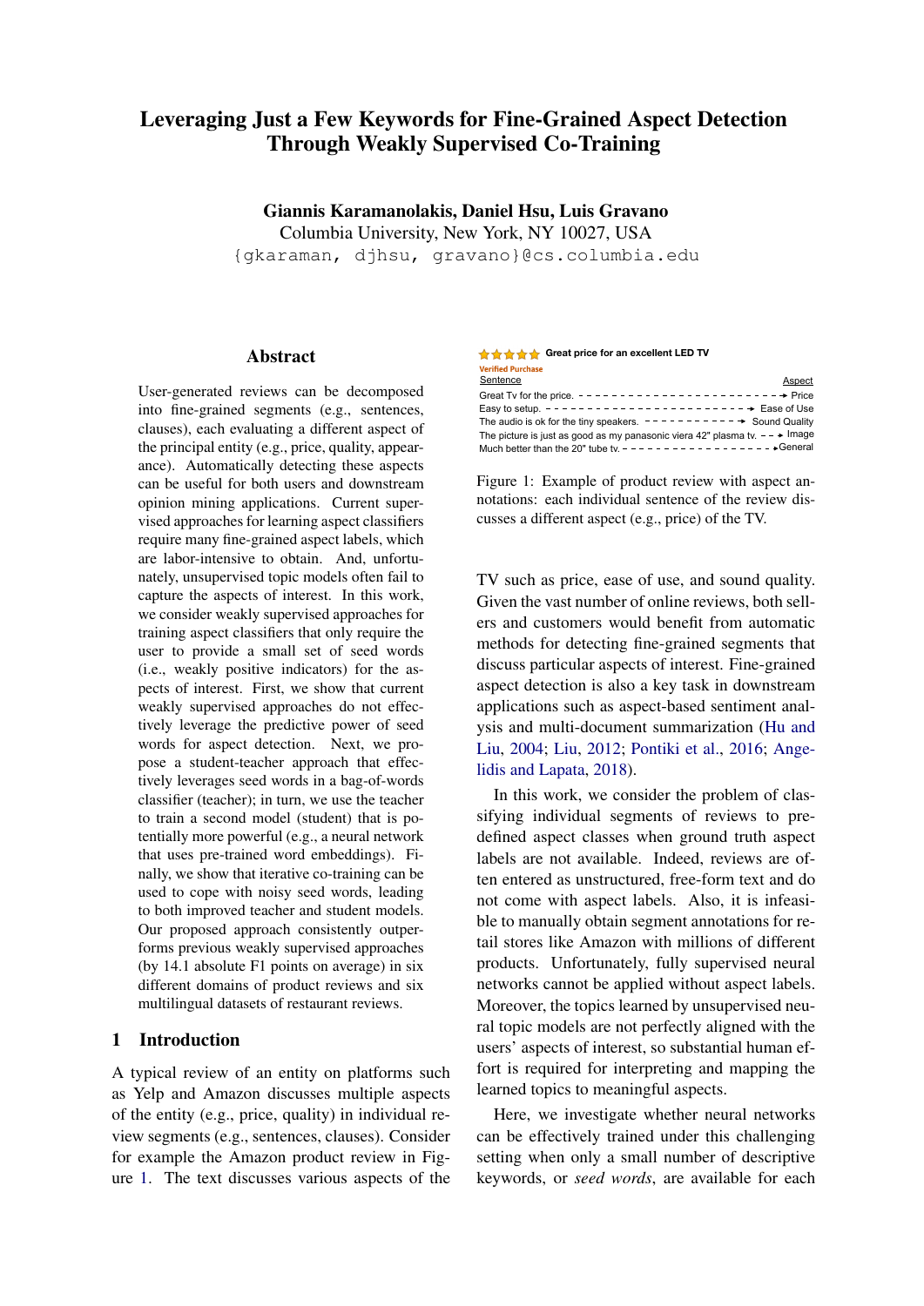# Leveraging Just a Few Keywords for Fine-Grained Aspect Detection Through Weakly Supervised Co-Training

**Giannis Karamanolakis, Daniel Hsu, Luis Gravano**

Columbia University, New York, NY 10027, USA

{gkaraman, djhsu, gravano}@cs.columbia.edu

## Abstract

User-generated reviews can be decomposed into fine-grained segments (e.g., sentences, clauses), each evaluating a different aspect of the principal entity (e.g., price, quality, appearance). Automatically detecting these aspects can be useful for both users and downstream opinion mining applications. Current supervised approaches for learning aspect classifiers require many fine-grained aspect labels, which are labor-intensive to obtain. And, unfortunately, unsupervised topic models often fail to capture the aspects of interest. In this work, we consider weakly supervised approaches for training aspect classifiers that only require the user to provide a small set of seed words (i.e., weakly positive indicators) for the aspects of interest. First, we show that current weakly supervised approaches do not effectively leverage the predictive power of seed words for aspect detection. Next, we propose a student-teacher approach that effectively leverages seed words in a bag-of-words classifier (teacher); in turn, we use the teacher to train a second model (student) that is potentially more powerful (e.g., a neural network that uses pre-trained word embeddings). Finally, we show that iterative co-training can be used to cope with noisy seed words, leading to both improved teacher and student models. Our proposed approach consistently outperforms previous weakly supervised approaches (by 14.1 absolute F1 points on average) in six different domains of product reviews and six multilingual datasets of restaurant reviews.

## 1 Introduction

A typical review of an entity on platforms such as Yelp and Amazon discusses multiple aspects of the entity (e.g., price, quality) in individual review segments (e.g., sentences, clauses). Consider for example the Amazon product review in Figure 1. The text discusses various aspects of the TV such as price, ease of use, and sound quality. Given the vast number of online reviews, both sellers and customers would benefit from automatic methods for detecting fine-grained segments that discuss particular aspects of interest. Fine-grained aspect detection is also a key task in downstream applications such as aspect-based sentiment analysis and multi-document summarization (Hu and Liu, 2004; Liu, 2012; Pontiki et al., 2016; Angelidis and Lapata, 2018).

| Sentence | Aspect |
|---|---|
| Great Tv for the price. | Price |
| Easy to setup. | Ease of Use |
| The audio is ok for the tiny speakers. | Sound Quality |
| The picture is just as good as my panasonic viera 42" plasma tv. | Image |
| Much better than the 20" tube tv. | General |

Figure 1: Example of product review with aspect annotations: each individual sentence of the review discusses a different aspect (e.g., price) of the TV.

In this work, we consider the problem of classifying individual segments of reviews to predefined aspect classes when ground truth aspect labels are not available. Indeed, reviews are often entered as unstructured, free-form text and do not come with aspect labels. Also, it is infeasible to manually obtain segment annotations for retail stores like Amazon with millions of different products. Unfortunately, fully supervised neural networks cannot be applied without aspect labels. Moreover, the topics learned by unsupervised neural topic models are not perfectly aligned with the users' aspects of interest, so substantial human effort is required for interpreting and mapping the learned topics to meaningful aspects.

Here, we investigate whether neural networks can be effectively trained under this challenging setting when only a small number of descriptive keywords, or *seed words*, are available for each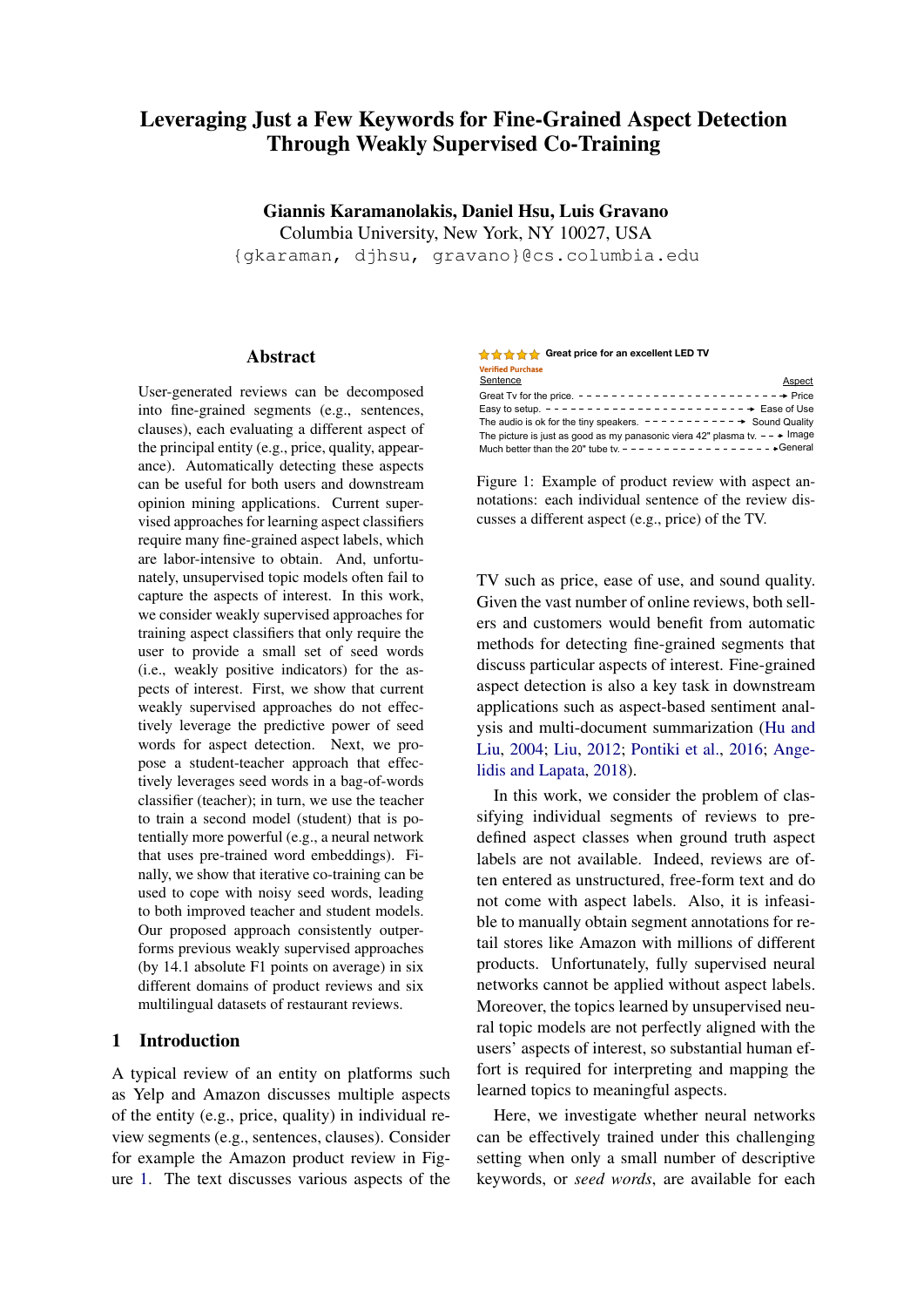# Leveraging Just a Few Keywords for Fine-Grained Aspect Detection Through Weakly Supervised Co-Training

**Giannis Karamanolakis, Daniel Hsu, Luis Gravano**
Columbia University, New York, NY 10027, USA
{gkaraman, djhsu, gravano}@cs.columbia.edu

## Abstract

User-generated reviews can be decomposed into fine-grained segments (e.g., sentences, clauses), each evaluating a different aspect of the principal entity (e.g., price, quality, appearance). Automatically detecting these aspects can be useful for both users and downstream opinion mining applications. Current supervised approaches for learning aspect classifiers require many fine-grained aspect labels, which are labor-intensive to obtain. And, unfortunately, unsupervised topic models often fail to capture the aspects of interest. In this work, we consider weakly supervised approaches for training aspect classifiers that only require the user to provide a small set of seed words (i.e., weakly positive indicators) for the aspects of interest. First, we show that current weakly supervised approaches do not effectively leverage the predictive power of seed words for aspect detection. Next, we propose a student-teacher approach that effectively leverages seed words in a bag-of-words classifier (teacher); in turn, we use the teacher to train a second model (student) that is potentially more powerful (e.g., a neural network that uses pre-trained word embeddings). Finally, we show that iterative co-training can be used to cope with noisy seed words, leading to both improved teacher and student models. Our proposed approach consistently outperforms previous weakly supervised approaches (by 14.1 absolute F1 points on average) in six different domains of product reviews and six multilingual datasets of restaurant reviews.

| ★★★★★ Great price for an excellent LED TV | |
|---|---|
| Verified Purchase | |
| Sentence | Aspect |
| Great Tv for the price. | Price |
| Easy to setup. | Ease of Use |
| The audio is ok for the tiny speakers. | Sound Quality |
| The picture is just as good as my panasonic viera 42" plasma tv. | Image |
| Much better than the 20" tube tv. | General |

Figure 1: Example of product review with aspect annotations: each individual sentence of the review discusses a different aspect (e.g., price) of the TV.

## 1 Introduction

A typical review of an entity on platforms such as Yelp and Amazon discusses multiple aspects of the entity (e.g., price, quality) in individual review segments (e.g., sentences, clauses). Consider for example the Amazon product review in Figure 1. The text discusses various aspects of the TV such as price, ease of use, and sound quality. Given the vast number of online reviews, both sellers and customers would benefit from automatic methods for detecting fine-grained segments that discuss particular aspects of interest. Fine-grained aspect detection is also a key task in downstream applications such as aspect-based sentiment analysis and multi-document summarization (Hu and Liu, 2004; Liu, 2012; Pontiki et al., 2016; Angelidis and Lapata, 2018).

In this work, we consider the problem of classifying individual segments of reviews to predefined aspect classes when ground truth aspect labels are not available. Indeed, reviews are often entered as unstructured, free-form text and do not come with aspect labels. Also, it is infeasible to manually obtain segment annotations for retail stores like Amazon with millions of different products. Unfortunately, fully supervised neural networks cannot be applied without aspect labels. Moreover, the topics learned by unsupervised neural topic models are not perfectly aligned with the users' aspects of interest, so substantial human effort is required for interpreting and mapping the learned topics to meaningful aspects.

Here, we investigate whether neural networks can be effectively trained under this challenging setting when only a small number of descriptive keywords, or *seed words*, are available for each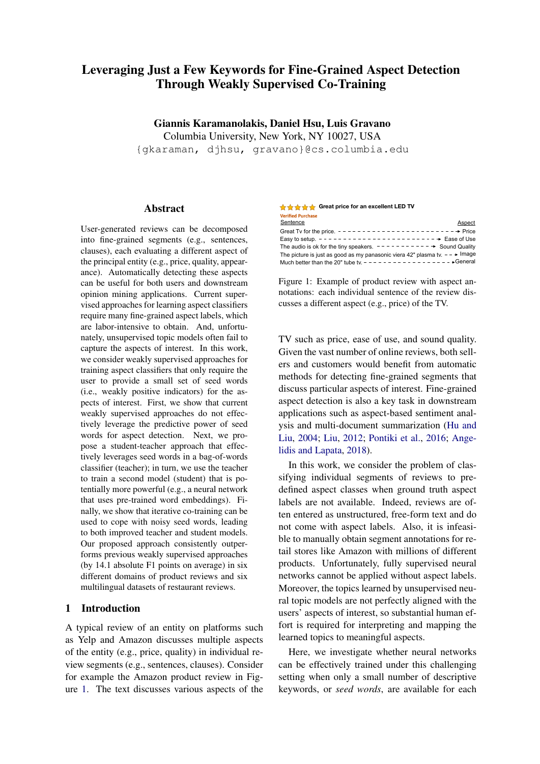# Leveraging Just a Few Keywords for Fine-Grained Aspect Detection Through Weakly Supervised Co-Training

**Giannis Karamanolakis, Daniel Hsu, Luis Gravano**
Columbia University, New York, NY 10027, USA
{gkaraman, djhsu, gravano}@cs.columbia.edu

## Abstract

User-generated reviews can be decomposed into fine-grained segments (e.g., sentences, clauses), each evaluating a different aspect of the principal entity (e.g., price, quality, appearance). Automatically detecting these aspects can be useful for both users and downstream opinion mining applications. Current supervised approaches for learning aspect classifiers require many fine-grained aspect labels, which are labor-intensive to obtain. And, unfortunately, unsupervised topic models often fail to capture the aspects of interest. In this work, we consider weakly supervised approaches for training aspect classifiers that only require the user to provide a small set of seed words (i.e., weakly positive indicators) for the aspects of interest. First, we show that current weakly supervised approaches do not effectively leverage the predictive power of seed words for aspect detection. Next, we propose a student-teacher approach that effectively leverages seed words in a bag-of-words classifier (teacher); in turn, we use the teacher to train a second model (student) that is potentially more powerful (e.g., a neural network that uses pre-trained word embeddings). Finally, we show that iterative co-training can be used to cope with noisy seed words, leading to both improved teacher and student models. Our proposed approach consistently outperforms previous weakly supervised approaches (by 14.1 absolute F1 points on average) in six different domains of product reviews and six multilingual datasets of restaurant reviews.

## 1 Introduction

A typical review of an entity on platforms such as Yelp and Amazon discusses multiple aspects of the entity (e.g., price, quality) in individual review segments (e.g., sentences, clauses). Consider for example the Amazon product review in Figure 1. The text discusses various aspects of the TV such as price, ease of use, and sound quality. Given the vast number of online reviews, both sellers and customers would benefit from automatic methods for detecting fine-grained segments that discuss particular aspects of interest. Fine-grained aspect detection is also a key task in downstream applications such as aspect-based sentiment analysis and multi-document summarization (Hu and Liu, 2004; Liu, 2012; Pontiki et al., 2016; Angelidis and Lapata, 2018).

In this work, we consider the problem of classifying individual segments of reviews to predefined aspect classes when ground truth aspect labels are not available. Indeed, reviews are often entered as unstructured, free-form text and do not come with aspect labels. Also, it is infeasible to manually obtain segment annotations for retail stores like Amazon with millions of different products. Unfortunately, fully supervised neural networks cannot be applied without aspect labels. Moreover, the topics learned by unsupervised neural topic models are not perfectly aligned with the users' aspects of interest, so substantial human effort is required for interpreting and mapping the learned topics to meaningful aspects.

Here, we investigate whether neural networks can be effectively trained under this challenging setting when only a small number of descriptive keywords, or *seed words*, are available for each

Great price for an excellent LED TV
Verified Purchase

| Sentence | Aspect |
| --- | --- |
| Great Tv for the price. | Price |
| Easy to setup. | Ease of Use |
| The audio is ok for the tiny speakers. | Sound Quality |
| The picture is just as good as my panasonic viera 42" plasma tv. | Image |
| Much better than the 20" tube tv. | General |

Figure 1: Example of product review with aspect annotations: each individual sentence of the review discusses a different aspect (e.g., price) of the TV.